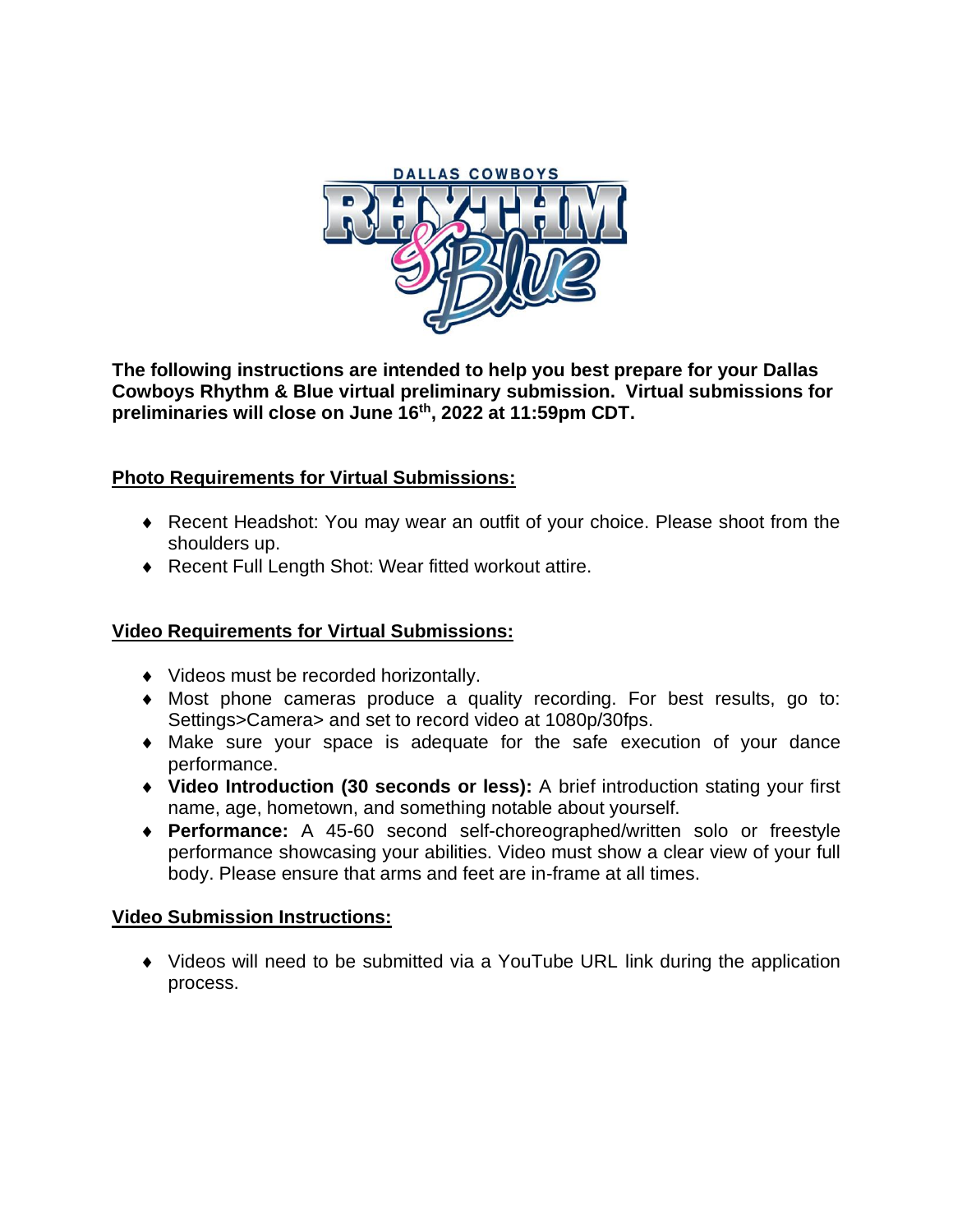**The following instructions are intended to help you best prepare for your Dallas Cowboys Rhythm & Blue virtual preliminary submission. Virtual submissions for preliminaries will close on June 16th, 2022 at 11:59pm CDT.**

## Photo Requirements for Virtual Submissions:

- Recent Headshot: You may wear an outfit of your choice. Please shoot from the shoulders up.
- Recent Full Length Shot: Wear fitted workout attire.

## Video Requirements for Virtual Submissions:

- Videos must be recorded horizontally.
- Most phone cameras produce a quality recording. For best results, go to: Settings>Camera> and set to record video at 1080p/30fps.
- Make sure your space is adequate for the safe execution of your dance performance.
- **Video Introduction (30 seconds or less):** A brief introduction stating your first name, age, hometown, and something notable about yourself.
- **Performance:** A 45-60 second self-choreographed/written solo or freestyle performance showcasing your abilities. Video must show a clear view of your full body. Please ensure that arms and feet are in-frame at all times.

## Video Submission Instructions:

- Videos will need to be submitted via a YouTube URL link during the application process.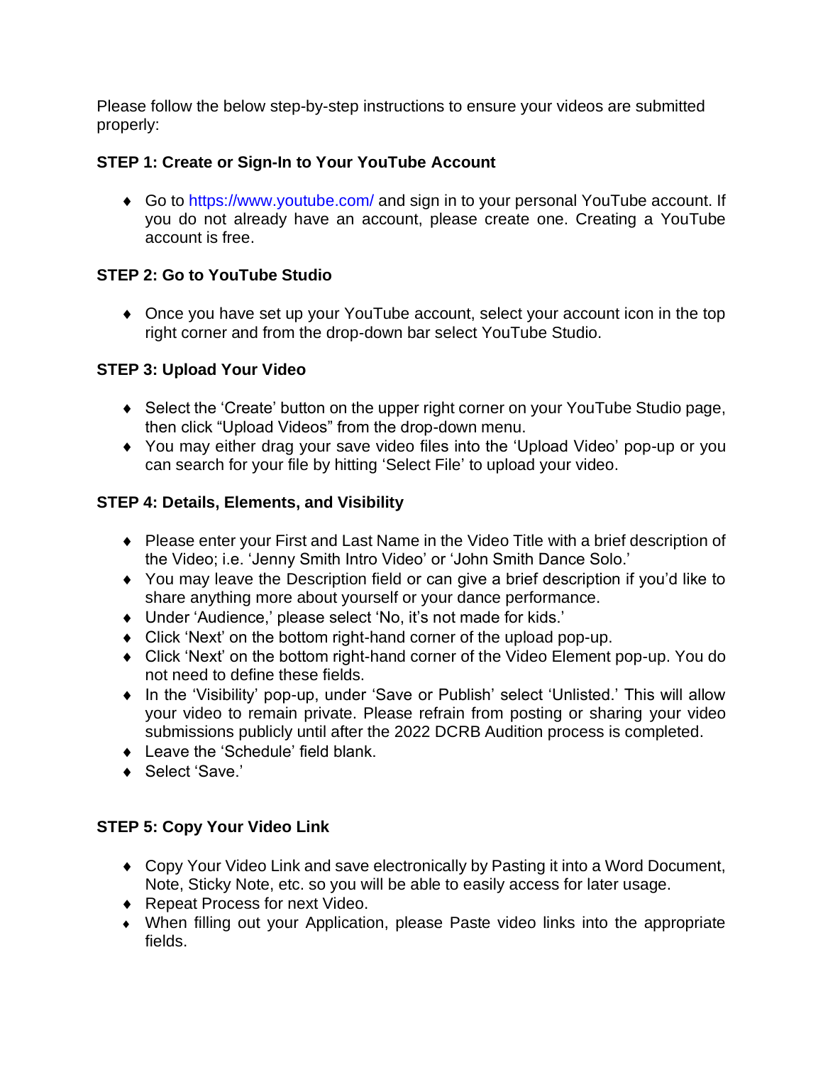Please follow the below step-by-step instructions to ensure your videos are submitted properly:

**STEP 1: Create or Sign-In to Your YouTube Account**

- Go to https://www.youtube.com/ and sign in to your personal YouTube account. If you do not already have an account, please create one. Creating a YouTube account is free.

**STEP 2: Go to YouTube Studio**

- Once you have set up your YouTube account, select your account icon in the top right corner and from the drop-down bar select YouTube Studio.

**STEP 3: Upload Your Video**

- Select the 'Create' button on the upper right corner on your YouTube Studio page, then click "Upload Videos" from the drop-down menu.
- You may either drag your save video files into the 'Upload Video' pop-up or you can search for your file by hitting 'Select File' to upload your video.

**STEP 4: Details, Elements, and Visibility**

- Please enter your First and Last Name in the Video Title with a brief description of the Video; i.e. 'Jenny Smith Intro Video' or 'John Smith Dance Solo.'
- You may leave the Description field or can give a brief description if you'd like to share anything more about yourself or your dance performance.
- Under 'Audience,' please select 'No, it's not made for kids.'
- Click 'Next' on the bottom right-hand corner of the upload pop-up.
- Click 'Next' on the bottom right-hand corner of the Video Element pop-up. You do not need to define these fields.
- In the 'Visibility' pop-up, under 'Save or Publish' select 'Unlisted.' This will allow your video to remain private. Please refrain from posting or sharing your video submissions publicly until after the 2022 DCRB Audition process is completed.
- Leave the 'Schedule' field blank.
- Select 'Save.'

**STEP 5: Copy Your Video Link**

- Copy Your Video Link and save electronically by Pasting it into a Word Document, Note, Sticky Note, etc. so you will be able to easily access for later usage.
- Repeat Process for next Video.
- When filling out your Application, please Paste video links into the appropriate fields.